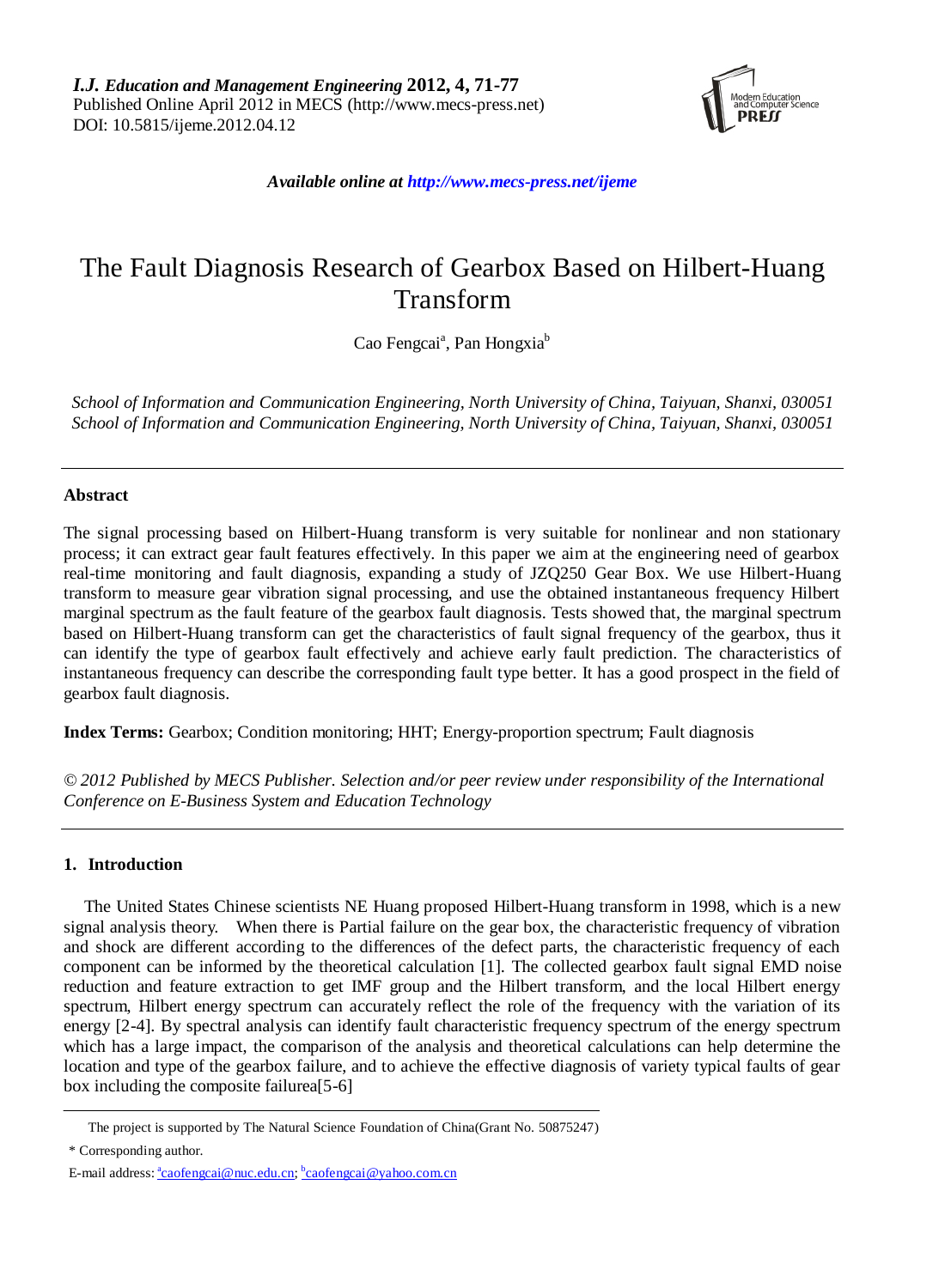*I.J. Education and Management Engineering* **2012, 4, 71-77**
Published Online April 2012 in MECS (http://www.mecs-press.net)
DOI: 10.5815/ijeme.2012.04.12

*Available online at http://www.mecs-press.net/ijeme*

# The Fault Diagnosis Research of Gearbox Based on Hilbert-Huang Transform

Cao Fengcai[a], Pan Hongxia[b]

*School of Information and Communication Engineering, North University of China, Taiyuan, Shanxi, 030051*
*School of Information and Communication Engineering, North University of China, Taiyuan, Shanxi, 030051*

---

## Abstract

The signal processing based on Hilbert-Huang transform is very suitable for nonlinear and non stationary process; it can extract gear fault features effectively. In this paper we aim at the engineering need of gearbox real-time monitoring and fault diagnosis, expanding a study of JZQ250 Gear Box. We use Hilbert-Huang transform to measure gear vibration signal processing, and use the obtained instantaneous frequency Hilbert marginal spectrum as the fault feature of the gearbox fault diagnosis. Tests showed that, the marginal spectrum based on Hilbert-Huang transform can get the characteristics of fault signal frequency of the gearbox, thus it can identify the type of gearbox fault effectively and achieve early fault prediction. The characteristics of instantaneous frequency can describe the corresponding fault type better. It has a good prospect in the field of gearbox fault diagnosis.

**Index Terms:** Gearbox; Condition monitoring; HHT; Energy-proportion spectrum; Fault diagnosis

*© 2012 Published by MECS Publisher. Selection and/or peer review under responsibility of the International Conference on E-Business System and Education Technology*

---

## 1. Introduction

The United States Chinese scientists NE Huang proposed Hilbert-Huang transform in 1998, which is a new signal analysis theory. When there is Partial failure on the gear box, the characteristic frequency of vibration and shock are different according to the differences of the defect parts, the characteristic frequency of each component can be informed by the theoretical calculation [1]. The collected gearbox fault signal EMD noise reduction and feature extraction to get IMF group and the Hilbert transform, and the local Hilbert energy spectrum, Hilbert energy spectrum can accurately reflect the role of the frequency with the variation of its energy [2-4]. By spectral analysis can identify fault characteristic frequency spectrum of the energy spectrum which has a large impact, the comparison of the analysis and theoretical calculations can help determine the location and type of the gearbox failure, and to achieve the effective diagnosis of variety typical faults of gear box including the composite failurea[5-6]

---

The project is supported by The Natural Science Foundation of China(Grant No. 50875247)

\* Corresponding author.

E-mail address: [a]caofengcai@nuc.edu.cn; [b]caofengcai@yahoo.com.cn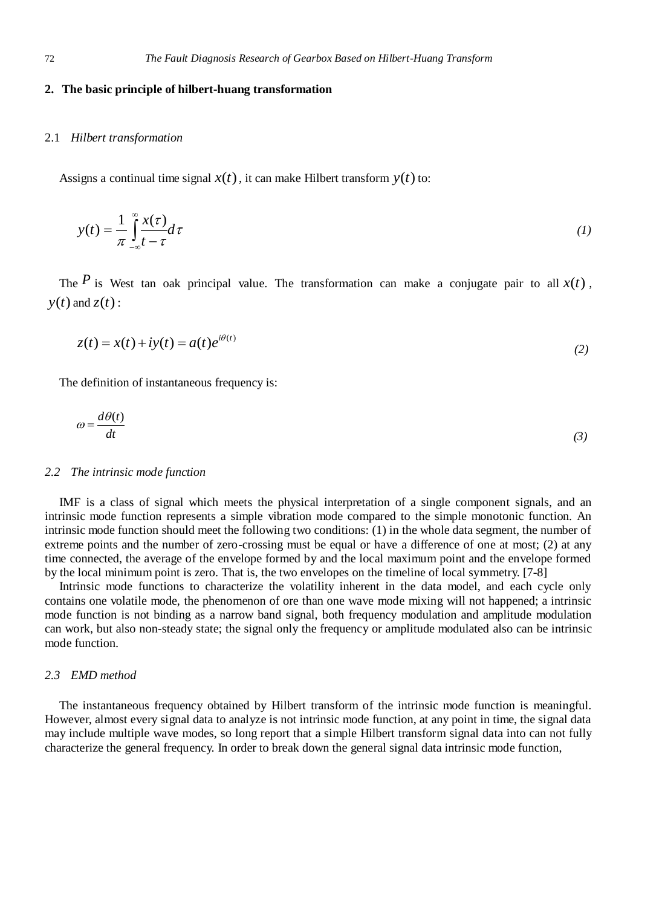## 2. The basic principle of hilbert-huang transformation

### 2.1 *Hilbert transformation*

Assigns a continual time signal $x(t)$, it can make Hilbert transform $y(t)$ to:

$$y(t) = \frac{1}{\pi} \int_{-\infty}^{\infty} \frac{x(\tau)}{t - \tau} d\tau \tag{1}$$

The $P$ is West tan oak principal value. The transformation can make a conjugate pair to all $x(t)$, $y(t)$ and $z(t)$:

$$z(t) = x(t) + iy(t) = a(t)e^{i\theta(t)} \tag{2}$$

The definition of instantaneous frequency is:

$$\omega = \frac{d\theta(t)}{dt} \tag{3}$$

### *2.2 The intrinsic mode function*

IMF is a class of signal which meets the physical interpretation of a single component signals, and an intrinsic mode function represents a simple vibration mode compared to the simple monotonic function. An intrinsic mode function should meet the following two conditions: (1) in the whole data segment, the number of extreme points and the number of zero-crossing must be equal or have a difference of one at most; (2) at any time connected, the average of the envelope formed by and the local maximum point and the envelope formed by the local minimum point is zero. That is, the two envelopes on the timeline of local symmetry. [7-8]

Intrinsic mode functions to characterize the volatility inherent in the data model, and each cycle only contains one volatile mode, the phenomenon of ore than one wave mode mixing will not happened; a intrinsic mode function is not binding as a narrow band signal, both frequency modulation and amplitude modulation can work, but also non-steady state; the signal only the frequency or amplitude modulated also can be intrinsic mode function.

### *2.3 EMD method*

The instantaneous frequency obtained by Hilbert transform of the intrinsic mode function is meaningful. However, almost every signal data to analyze is not intrinsic mode function, at any point in time, the signal data may include multiple wave modes, so long report that a simple Hilbert transform signal data into can not fully characterize the general frequency. In order to break down the general signal data intrinsic mode function,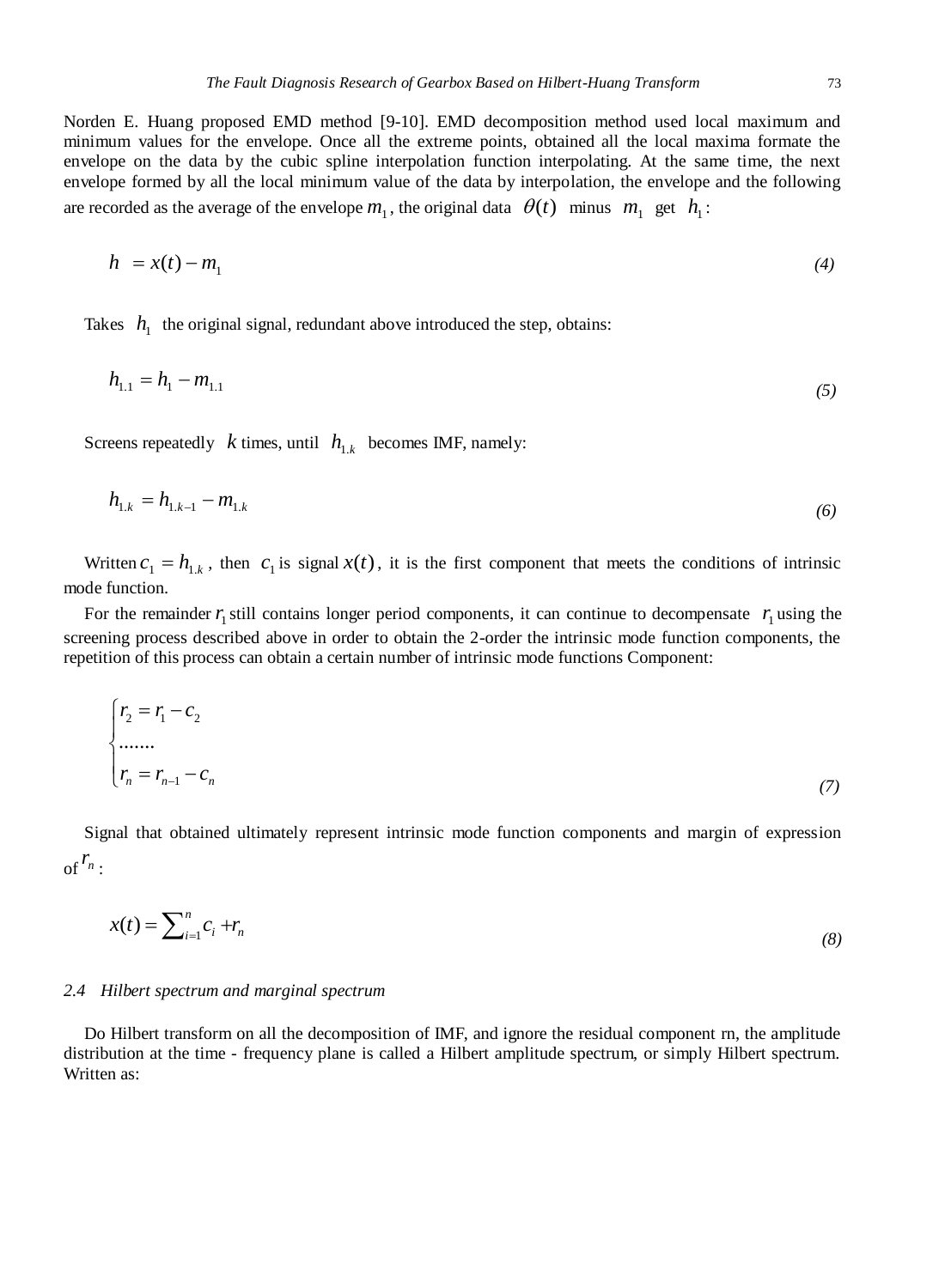Norden E. Huang proposed EMD method [9-10]. EMD decomposition method used local maximum and minimum values for the envelope. Once all the extreme points, obtained all the local maxima formate the envelope on the data by the cubic spline interpolation function interpolating. At the same time, the next envelope formed by all the local minimum value of the data by interpolation, the envelope and the following are recorded as the average of the envelope $m_1$, the original data $\theta(t)$ minus $m_1$ get $h_1$:

$$h = x(t) - m_1 \tag{4}$$

Takes $h_1$ the original signal, redundant above introduced the step, obtains:

$$h_{1.1} = h_1 - m_{1.1} \tag{5}$$

Screens repeatedly $k$ times, until $h_{1.k}$ becomes IMF, namely:

$$h_{1.k} = h_{1.k-1} - m_{1.k} \tag{6}$$

Written $c_1 = h_{1.k}$, then $c_1$ is signal $x(t)$, it is the first component that meets the conditions of intrinsic mode function.

For the remainder $r_1$ still contains longer period components, it can continue to decompensate $r_1$ using the screening process described above in order to obtain the 2-order the intrinsic mode function components, the repetition of this process can obtain a certain number of intrinsic mode functions Component:

$$\begin{cases} r_2 = r_1 - c_2 \\ \ldots\ldots. \\ r_n = r_{n-1} - c_n \end{cases} \tag{7}$$

Signal that obtained ultimately represent intrinsic mode function components and margin of expression of $r_n$:

$$x(t) = \sum_{i=1}^{n} c_i + r_n \tag{8}$$

*2.4 Hilbert spectrum and marginal spectrum*

Do Hilbert transform on all the decomposition of IMF, and ignore the residual component rn, the amplitude distribution at the time - frequency plane is called a Hilbert amplitude spectrum, or simply Hilbert spectrum. Written as: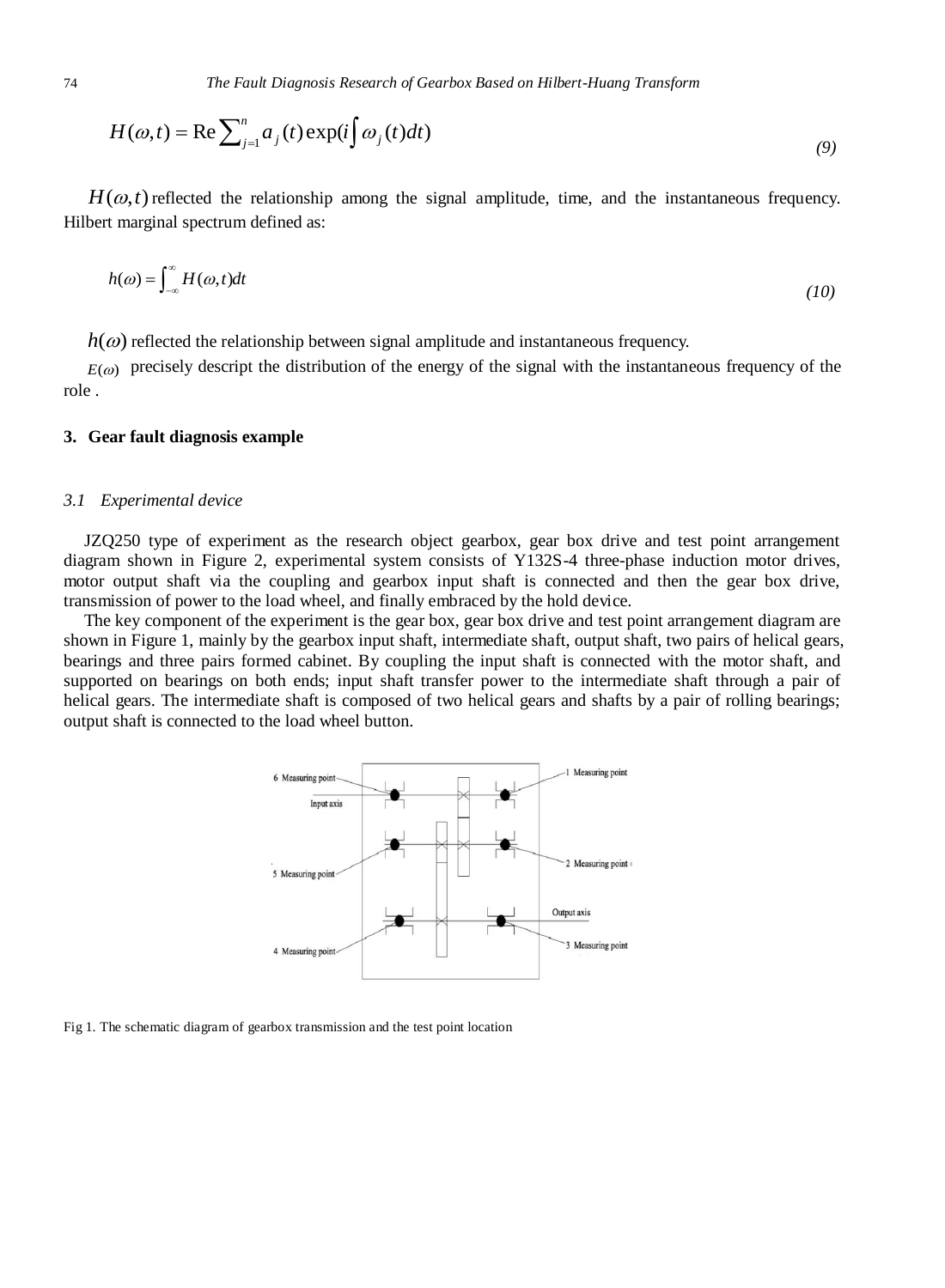$$H(\omega,t) = \mathrm{Re}\sum_{j=1}^{n} a_j(t)\exp(i\int \omega_j(t)dt) \tag{9}$$

$H(\omega,t)$ reflected the relationship among the signal amplitude, time, and the instantaneous frequency. Hilbert marginal spectrum defined as:

$$h(\omega) = \int_{-\infty}^{\infty} H(\omega,t)dt \tag{10}$$

$h(\omega)$ reflected the relationship between signal amplitude and instantaneous frequency.

$E(\omega)$ precisely descript the distribution of the energy of the signal with the instantaneous frequency of the role .

### 3. Gear fault diagnosis example

#### *3.1 Experimental device*

JZQ250 type of experiment as the research object gearbox, gear box drive and test point arrangement diagram shown in Figure 2, experimental system consists of Y132S-4 three-phase induction motor drives, motor output shaft via the coupling and gearbox input shaft is connected and then the gear box drive, transmission of power to the load wheel, and finally embraced by the hold device.

The key component of the experiment is the gear box, gear box drive and test point arrangement diagram are shown in Figure 1, mainly by the gearbox input shaft, intermediate shaft, output shaft, two pairs of helical gears, bearings and three pairs formed cabinet. By coupling the input shaft is connected with the motor shaft, and supported on bearings on both ends; input shaft transfer power to the intermediate shaft through a pair of helical gears. The intermediate shaft is composed of two helical gears and shafts by a pair of rolling bearings; output shaft is connected to the load wheel button.

6 Measuring point
Input axis
1 Measuring point
2 Measuring point
5 Measuring point
Output axis
3 Measuring point
4 Measuring point

Fig 1. The schematic diagram of gearbox transmission and the test point location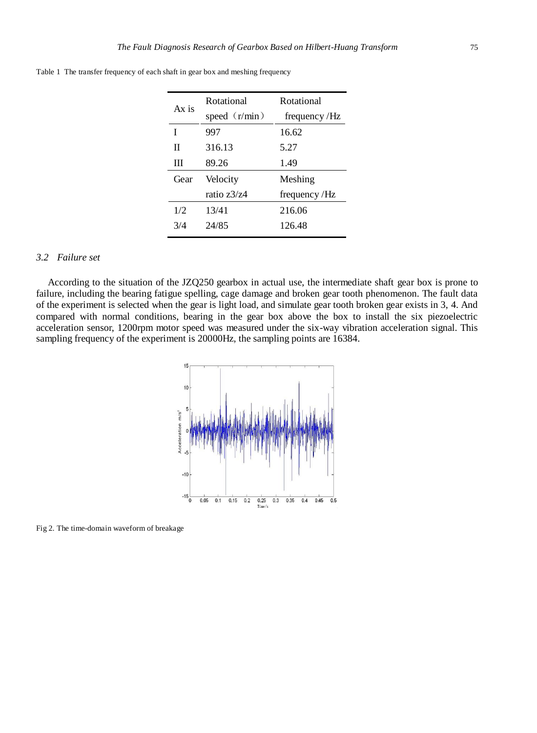Table 1 The transfer frequency of each shaft in gear box and meshing frequency

| Ax is | Rotational speed（r/min） | Rotational frequency /Hz |
|---|---|---|
| I | 997 | 16.62 |
| II | 316.13 | 5.27 |
| III | 89.26 | 1.49 |
| Gear | Velocity ratio z3/z4 | Meshing frequency /Hz |
| 1/2 | 13/41 | 216.06 |
| 3/4 | 24/85 | 126.48 |

### *3.2 Failure set*

According to the situation of the JZQ250 gearbox in actual use, the intermediate shaft gear box is prone to failure, including the bearing fatigue spelling, cage damage and broken gear tooth phenomenon. The fault data of the experiment is selected when the gear is light load, and simulate gear tooth broken gear exists in 3, 4. And compared with normal conditions, bearing in the gear box above the box to install the six piezoelectric acceleration sensor, 1200rpm motor speed was measured under the six-way vibration acceleration signal. This sampling frequency of the experiment is 20000Hz, the sampling points are 16384.

15
10
5
0
-5
-10
-15
Acceleration m/s²
0 0.05 0.1 0.15 0.2 0.25 0.3 0.35 0.4 0.45 0.5
Time/s

Fig 2. The time-domain waveform of breakage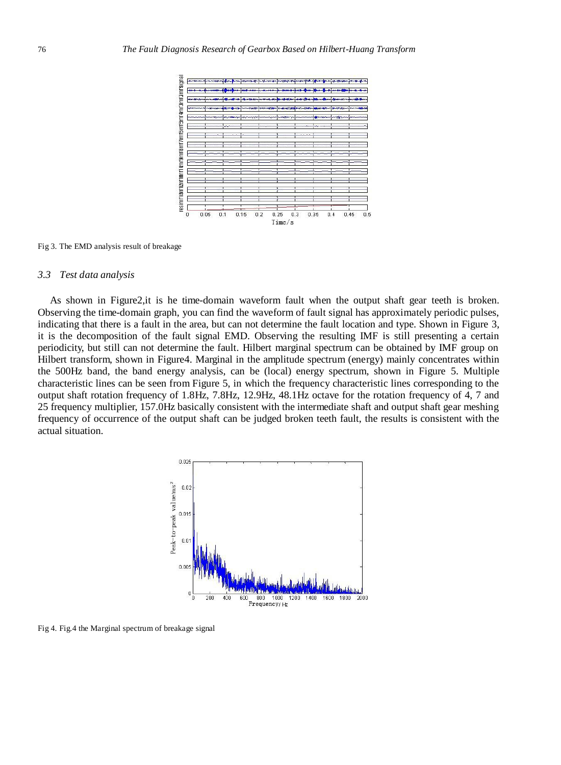res imf18 imf17 imf16 imf15 imf14 imf13 imf12 imf11 imf10 imf9 imf8 imf7 imf6 imf5 imf4 imf3 imf2 imf1 signal

0 0.05 0.1 0.15 0.2 0.25 0.3 0.35 0.4 0.45 0.5

Time/s

Fig 3. The EMD analysis result of breakage

### *3.3 Test data analysis*

As shown in Figure2,it is he time-domain waveform fault when the output shaft gear teeth is broken. Observing the time-domain graph, you can find the waveform of fault signal has approximately periodic pulses, indicating that there is a fault in the area, but can not determine the fault location and type. Shown in Figure 3, it is the decomposition of the fault signal EMD. Observing the resulting IMF is still presenting a certain periodicity, but still can not determine the fault. Hilbert marginal spectrum can be obtained by IMF group on Hilbert transform, shown in Figure4. Marginal in the amplitude spectrum (energy) mainly concentrates within the 500Hz band, the band energy analysis, can be (local) energy spectrum, shown in Figure 5. Multiple characteristic lines can be seen from Figure 5, in which the frequency characteristic lines corresponding to the output shaft rotation frequency of 1.8Hz, 7.8Hz, 12.9Hz, 48.1Hz octave for the rotation frequency of 4, 7 and 25 frequency multiplier, 157.0Hz basically consistent with the intermediate shaft and output shaft gear meshing frequency of occurrence of the output shaft can be judged broken teeth fault, the results is consistent with the actual situation.

Peak-to-peak value/m/s$^2$

0.025
0.02
0.015
0.01
0.005
0

0 200 400 600 800 1000 1200 1400 1600 1800 2000

Frequency/Hz

Fig 4. Fig.4 the Marginal spectrum of breakage signal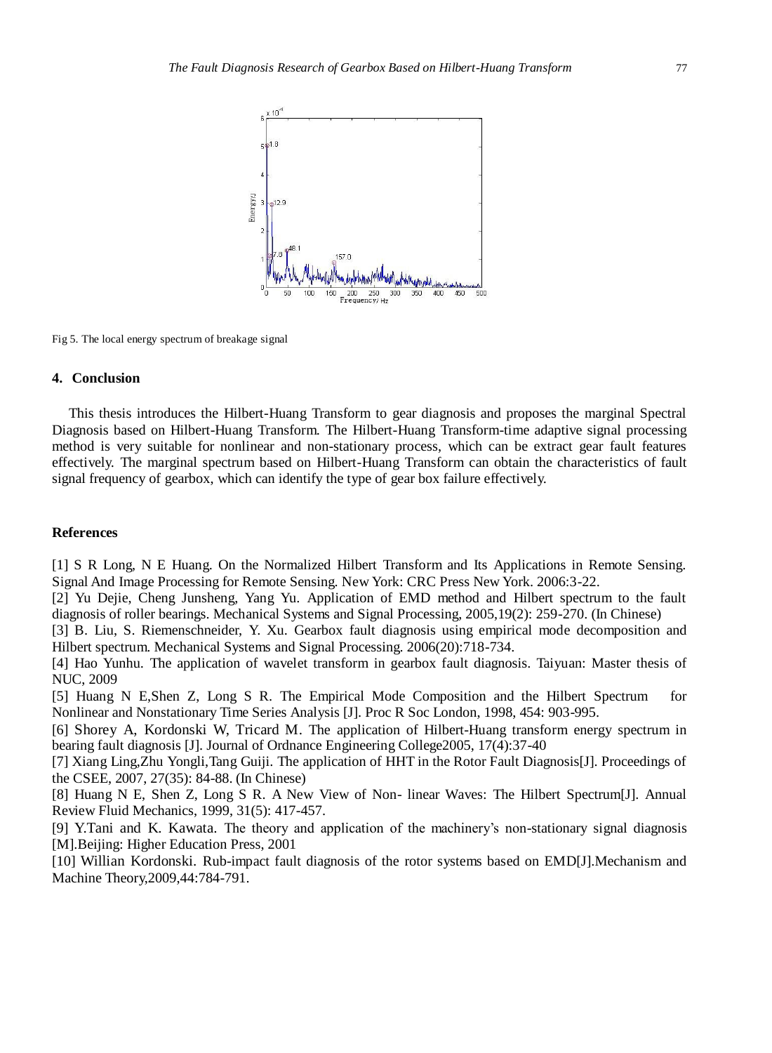x 10^-4

6

5 1.8

4

3 12.9

2

1 7.8 48.1 157.0

0

Energy/J

0 50 100 150 200 250 300 350 400 450 500

Frequency/ Hz

Fig 5. The local energy spectrum of breakage signal

## 4. Conclusion

This thesis introduces the Hilbert-Huang Transform to gear diagnosis and proposes the marginal Spectral Diagnosis based on Hilbert-Huang Transform. The Hilbert-Huang Transform-time adaptive signal processing method is very suitable for nonlinear and non-stationary process, which can be extract gear fault features effectively. The marginal spectrum based on Hilbert-Huang Transform can obtain the characteristics of fault signal frequency of gearbox, which can identify the type of gear box failure effectively.

## References

[1] S R Long, N E Huang. On the Normalized Hilbert Transform and Its Applications in Remote Sensing. Signal And Image Processing for Remote Sensing. New York: CRC Press New York. 2006:3-22.

[2] Yu Dejie, Cheng Junsheng, Yang Yu. Application of EMD method and Hilbert spectrum to the fault diagnosis of roller bearings. Mechanical Systems and Signal Processing, 2005,19(2): 259-270. (In Chinese)

[3] B. Liu, S. Riemenschneider, Y. Xu. Gearbox fault diagnosis using empirical mode decomposition and Hilbert spectrum. Mechanical Systems and Signal Processing. 2006(20):718-734.

[4] Hao Yunhu. The application of wavelet transform in gearbox fault diagnosis. Taiyuan: Master thesis of NUC, 2009

[5] Huang N E,Shen Z, Long S R. The Empirical Mode Composition and the Hilbert Spectrum for Nonlinear and Nonstationary Time Series Analysis [J]. Proc R Soc London, 1998, 454: 903-995.

[6] Shorey A, Kordonski W, Tricard M. The application of Hilbert-Huang transform energy spectrum in bearing fault diagnosis [J]. Journal of Ordnance Engineering College2005, 17(4):37-40

[7] Xiang Ling,Zhu Yongli,Tang Guiji. The application of HHT in the Rotor Fault Diagnosis[J]. Proceedings of the CSEE, 2007, 27(35): 84-88. (In Chinese)

[8] Huang N E, Shen Z, Long S R. A New View of Non- linear Waves: The Hilbert Spectrum[J]. Annual Review Fluid Mechanics, 1999, 31(5): 417-457.

[9] Y.Tani and K. Kawata. The theory and application of the machinery's non-stationary signal diagnosis [M].Beijing: Higher Education Press, 2001

[10] Willian Kordonski. Rub-impact fault diagnosis of the rotor systems based on EMD[J].Mechanism and Machine Theory,2009,44:784-791.